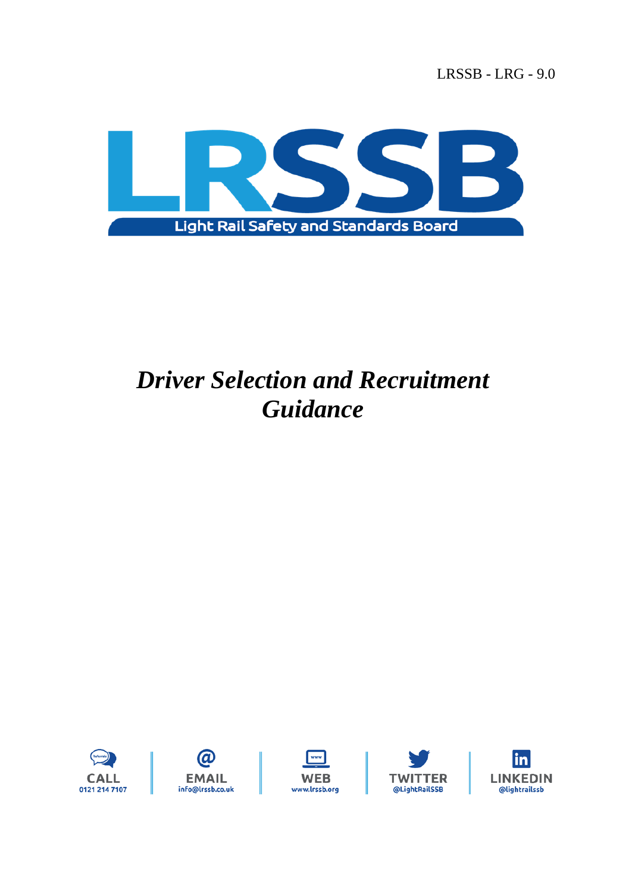LRSSB - LRG - 9.0

LRSSB

Light Rail Safety and Standards Board

# *Driver Selection and Recruitment Guidance*

CALL 0121 214 7107 | EMAIL info@lrssb.co.uk | WEB www.lrssb.org | TWITTER @LightRailSSB | LINKEDIN @lightrailssb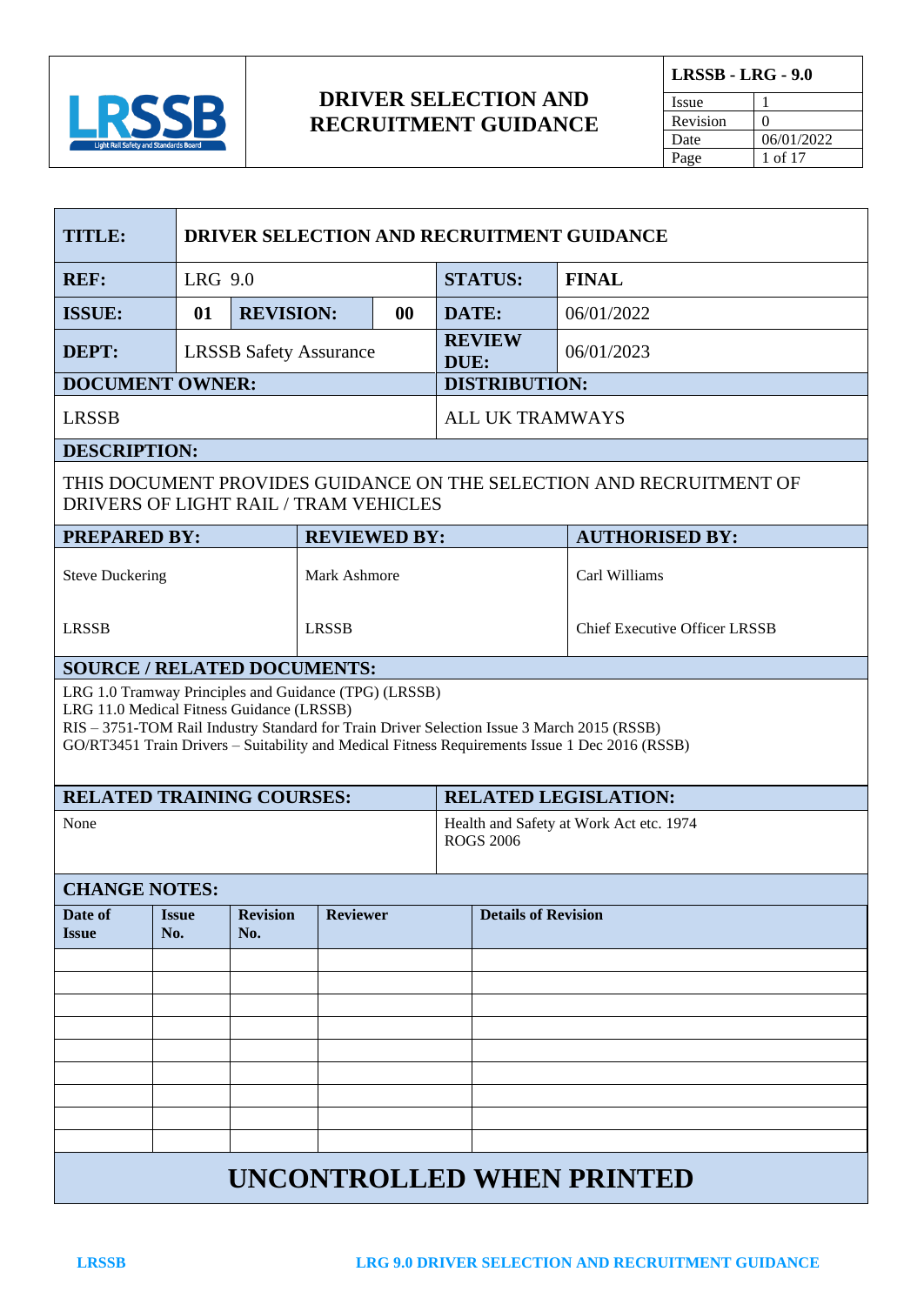| | **DRIVER SELECTION AND RECRUITMENT GUIDANCE** | **LRSSB - LRG - 9.0** | |
|---|---|---|---|
| | | Issue | 1 |
| | | Revision | 0 |
| | | Date | 06/01/2022 |

| **TITLE:** | **DRIVER SELECTION AND RECRUITMENT GUIDANCE** | | |
|---|---|---|---|
| **REF:** | LRG 9.0 | **STATUS:** | **FINAL** |
| **ISSUE:** | **01** **REVISION:** **00** | **DATE:** | 06/01/2022 |
| **DEPT:** | LRSSB Safety Assurance | **REVIEW DUE:** | 06/01/2023 |
| **DOCUMENT OWNER:** | | **DISTRIBUTION:** | |
| LRSSB | | ALL UK TRAMWAYS | |

**DESCRIPTION:**

THIS DOCUMENT PROVIDES GUIDANCE ON THE SELECTION AND RECRUITMENT OF DRIVERS OF LIGHT RAIL / TRAM VEHICLES

| **PREPARED BY:** | **REVIEWED BY:** | **AUTHORISED BY:** |
|---|---|---|
| Steve Duckering<br><br>LRSSB | Mark Ashmore<br><br>LRSSB | Carl Williams<br><br>Chief Executive Officer LRSSB |

**SOURCE / RELATED DOCUMENTS:**

LRG 1.0 Tramway Principles and Guidance (TPG) (LRSSB)
LRG 11.0 Medical Fitness Guidance (LRSSB)
RIS – 3751-TOM Rail Industry Standard for Train Driver Selection Issue 3 March 2015 (RSSB)
GO/RT3451 Train Drivers – Suitability and Medical Fitness Requirements Issue 1 Dec 2016 (RSSB)

| **RELATED TRAINING COURSES:** | **RELATED LEGISLATION:** |
|---|---|
| None | Health and Safety at Work Act etc. 1974<br>ROGS 2006 |

**CHANGE NOTES:**

| Date of Issue | Issue No. | Revision No. | Reviewer | Details of Revision |
|---|---|---|---|---|
| | | | | |
| | | | | |
| | | | | |
| | | | | |
| | | | | |
| | | | | |
| | | | | |
| | | | | |
| | | | | |

**UNCONTROLLED WHEN PRINTED**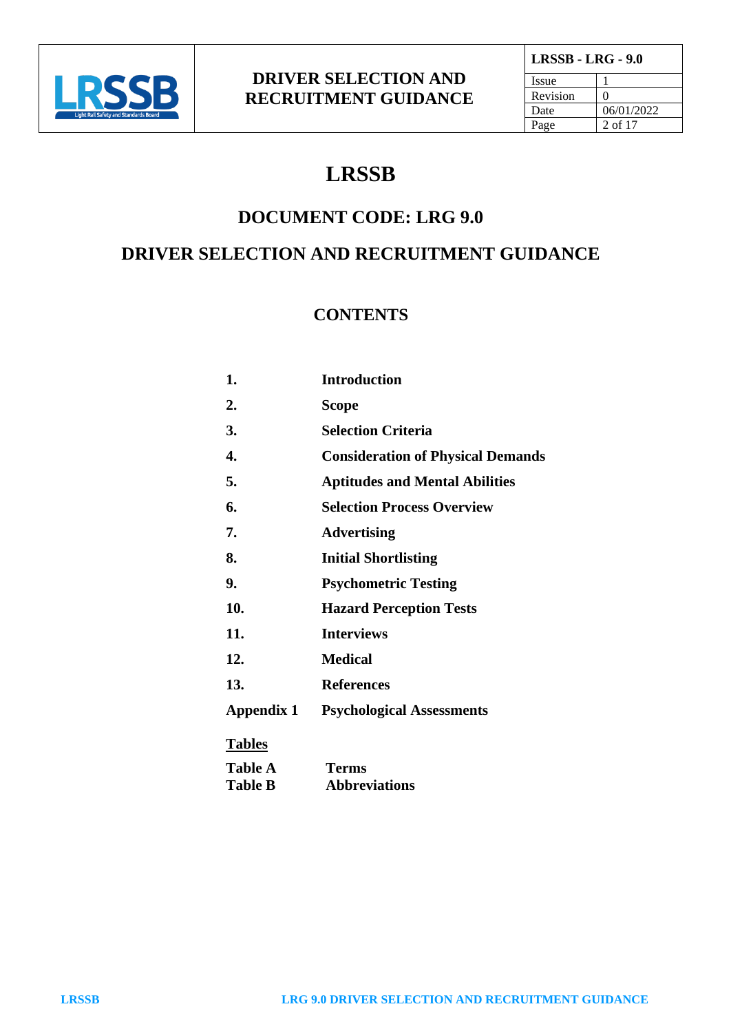# LRSSB

## DOCUMENT CODE: LRG 9.0

## DRIVER SELECTION AND RECRUITMENT GUIDANCE

### CONTENTS

| | |
|---|---|
| **1.** | **Introduction** |
| **2.** | **Scope** |
| **3.** | **Selection Criteria** |
| **4.** | **Consideration of Physical Demands** |
| **5.** | **Aptitudes and Mental Abilities** |
| **6.** | **Selection Process Overview** |
| **7.** | **Advertising** |
| **8.** | **Initial Shortlisting** |
| **9.** | **Psychometric Testing** |
| **10.** | **Hazard Perception Tests** |
| **11.** | **Interviews** |
| **12.** | **Medical** |
| **13.** | **References** |
| **Appendix 1** | **Psychological Assessments** |

**<u>Tables</u>**

| | |
|---|---|
| **Table A** | **Terms** |
| **Table B** | **Abbreviations** |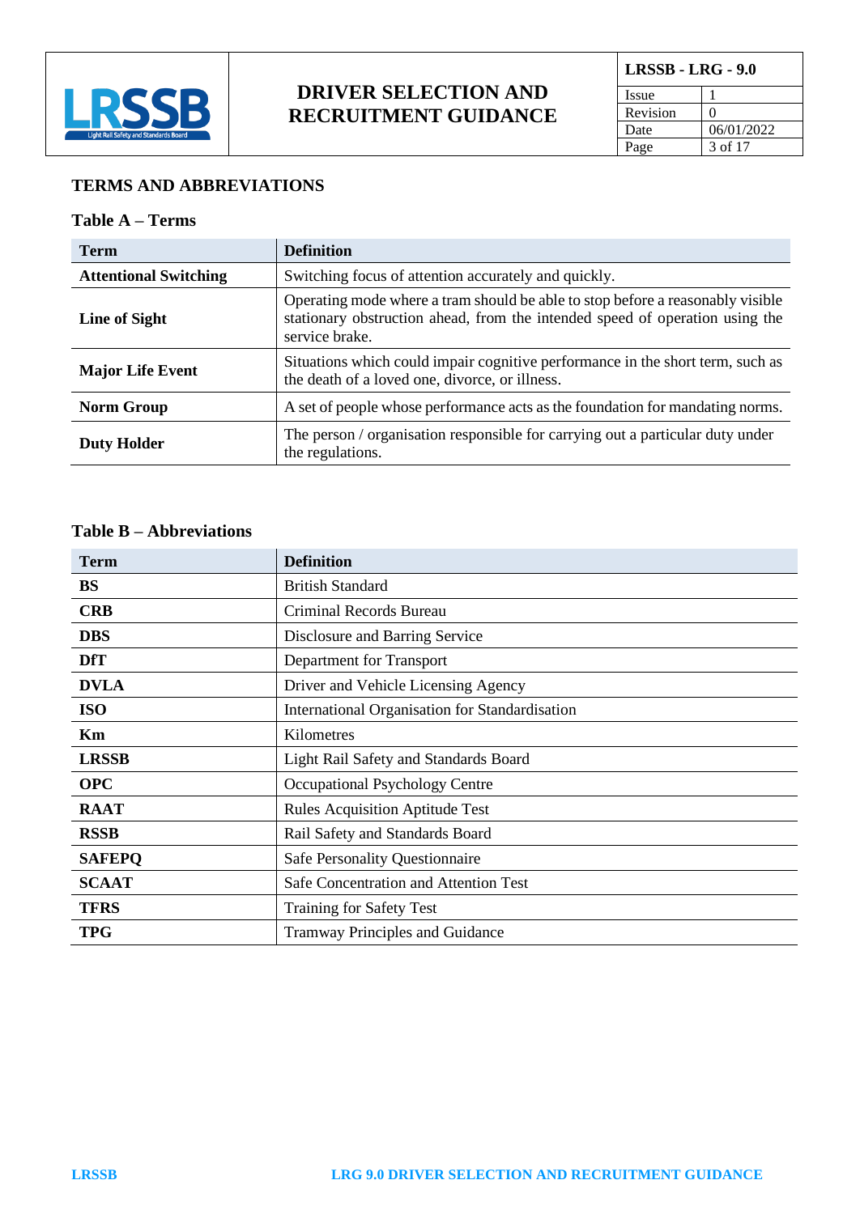## TERMS AND ABBREVIATIONS

### Table A – Terms

| Term | Definition |
|---|---|
| **Attentional Switching** | Switching focus of attention accurately and quickly. |
| **Line of Sight** | Operating mode where a tram should be able to stop before a reasonably visible stationary obstruction ahead, from the intended speed of operation using the service brake. |
| **Major Life Event** | Situations which could impair cognitive performance in the short term, such as the death of a loved one, divorce, or illness. |
| **Norm Group** | A set of people whose performance acts as the foundation for mandating norms. |
| **Duty Holder** | The person / organisation responsible for carrying out a particular duty under the regulations. |

### Table B – Abbreviations

| Term | Definition |
|---|---|
| **BS** | British Standard |
| **CRB** | Criminal Records Bureau |
| **DBS** | Disclosure and Barring Service |
| **DfT** | Department for Transport |
| **DVLA** | Driver and Vehicle Licensing Agency |
| **ISO** | International Organisation for Standardisation |
| **Km** | Kilometres |
| **LRSSB** | Light Rail Safety and Standards Board |
| **OPC** | Occupational Psychology Centre |
| **RAAT** | Rules Acquisition Aptitude Test |
| **RSSB** | Rail Safety and Standards Board |
| **SAFEPQ** | Safe Personality Questionnaire |
| **SCAAT** | Safe Concentration and Attention Test |
| **TFRS** | Training for Safety Test |
| **TPG** | Tramway Principles and Guidance |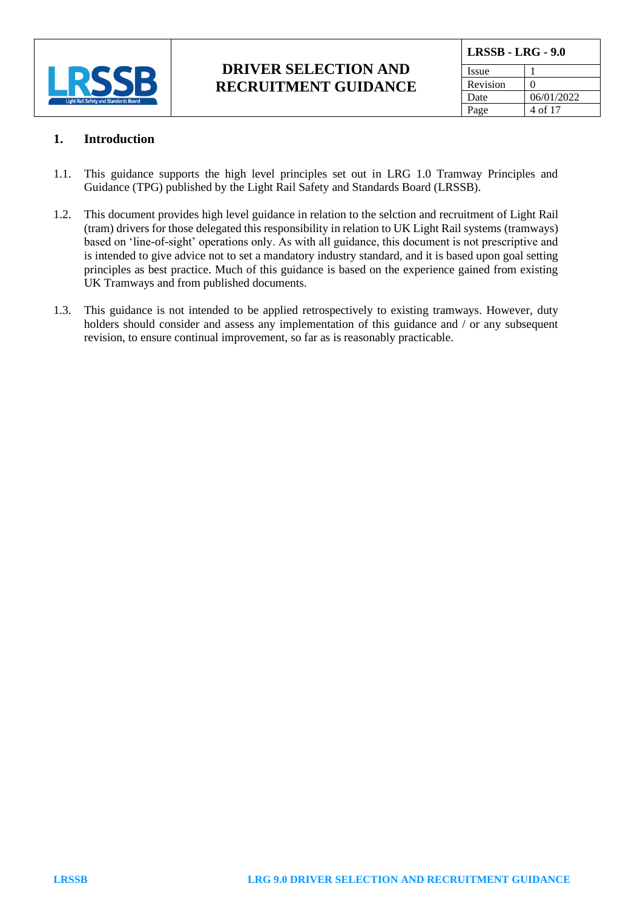# 1. Introduction

1.1. This guidance supports the high level principles set out in LRG 1.0 Tramway Principles and Guidance (TPG) published by the Light Rail Safety and Standards Board (LRSSB).

1.2. This document provides high level guidance in relation to the selction and recruitment of Light Rail (tram) drivers for those delegated this responsibility in relation to UK Light Rail systems (tramways) based on 'line-of-sight' operations only. As with all guidance, this document is not prescriptive and is intended to give advice not to set a mandatory industry standard, and it is based upon goal setting principles as best practice. Much of this guidance is based on the experience gained from existing UK Tramways and from published documents.

1.3. This guidance is not intended to be applied retrospectively to existing tramways. However, duty holders should consider and assess any implementation of this guidance and / or any subsequent revision, to ensure continual improvement, so far as is reasonably practicable.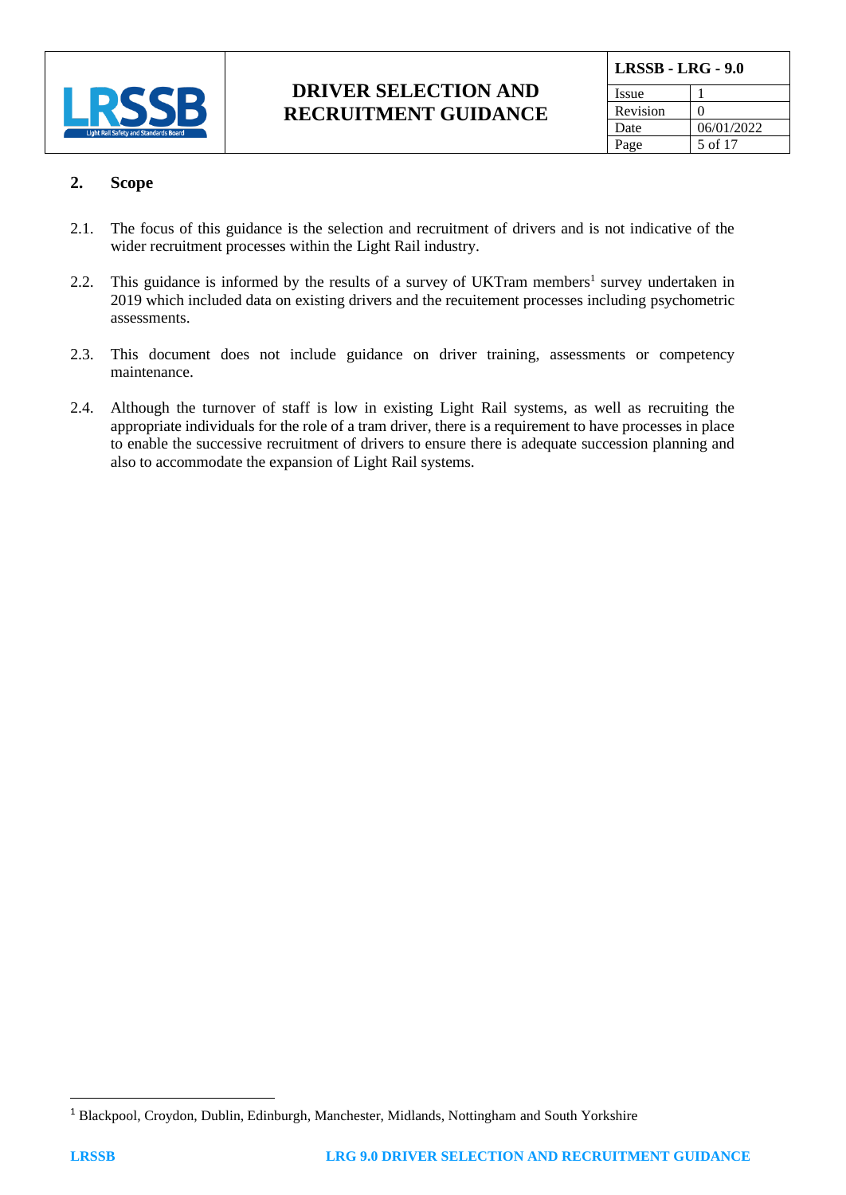## 2. Scope

2.1. The focus of this guidance is the selection and recruitment of drivers and is not indicative of the wider recruitment processes within the Light Rail industry.

2.2. This guidance is informed by the results of a survey of UKTram members[1] survey undertaken in 2019 which included data on existing drivers and the recuitement processes including psychometric assessments.

2.3. This document does not include guidance on driver training, assessments or competency maintenance.

2.4. Although the turnover of staff is low in existing Light Rail systems, as well as recruiting the appropriate individuals for the role of a tram driver, there is a requirement to have processes in place to enable the successive recruitment of drivers to ensure there is adequate succession planning and also to accommodate the expansion of Light Rail systems.

---

[1] Blackpool, Croydon, Dublin, Edinburgh, Manchester, Midlands, Nottingham and South Yorkshire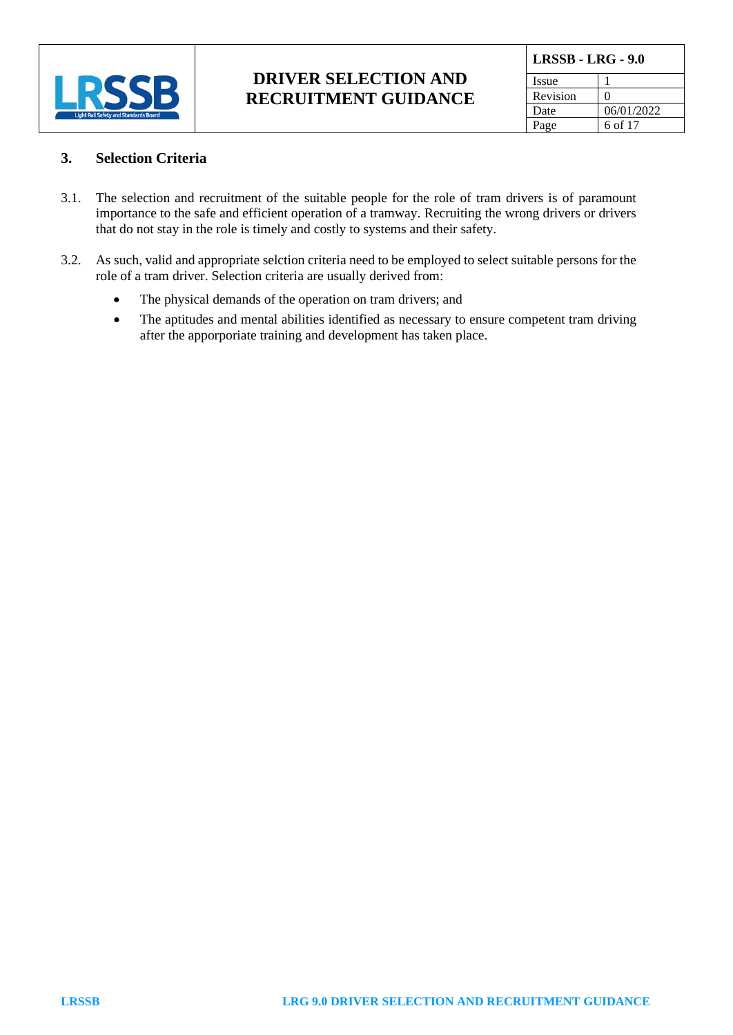## 3. Selection Criteria

3.1. The selection and recruitment of the suitable people for the role of tram drivers is of paramount importance to the safe and efficient operation of a tramway. Recruiting the wrong drivers or drivers that do not stay in the role is timely and costly to systems and their safety.

3.2. As such, valid and appropriate selction criteria need to be employed to select suitable persons for the role of a tram driver. Selection criteria are usually derived from:

- The physical demands of the operation on tram drivers; and
- The aptitudes and mental abilities identified as necessary to ensure competent tram driving after the apporporiate training and development has taken place.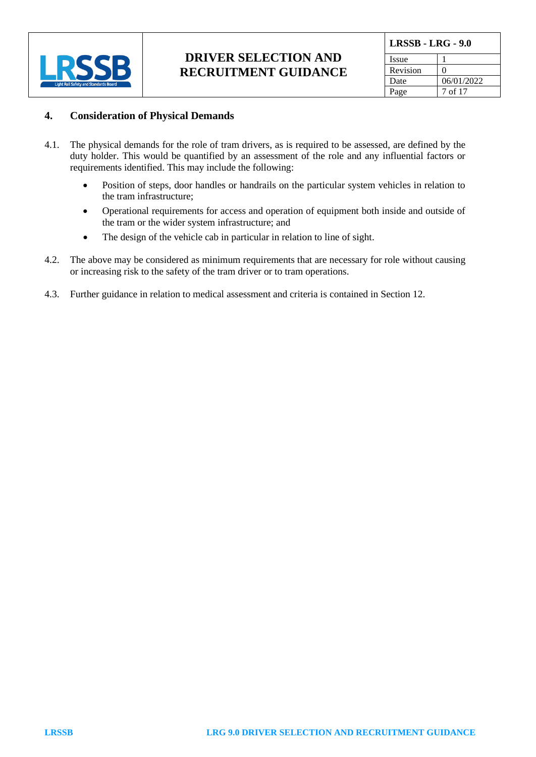## 4. Consideration of Physical Demands

4.1. The physical demands for the role of tram drivers, as is required to be assessed, are defined by the duty holder. This would be quantified by an assessment of the role and any influential factors or requirements identified. This may include the following:

- Position of steps, door handles or handrails on the particular system vehicles in relation to the tram infrastructure;
- Operational requirements for access and operation of equipment both inside and outside of the tram or the wider system infrastructure; and
- The design of the vehicle cab in particular in relation to line of sight.

4.2. The above may be considered as minimum requirements that are necessary for role without causing or increasing risk to the safety of the tram driver or to tram operations.

4.3. Further guidance in relation to medical assessment and criteria is contained in Section 12.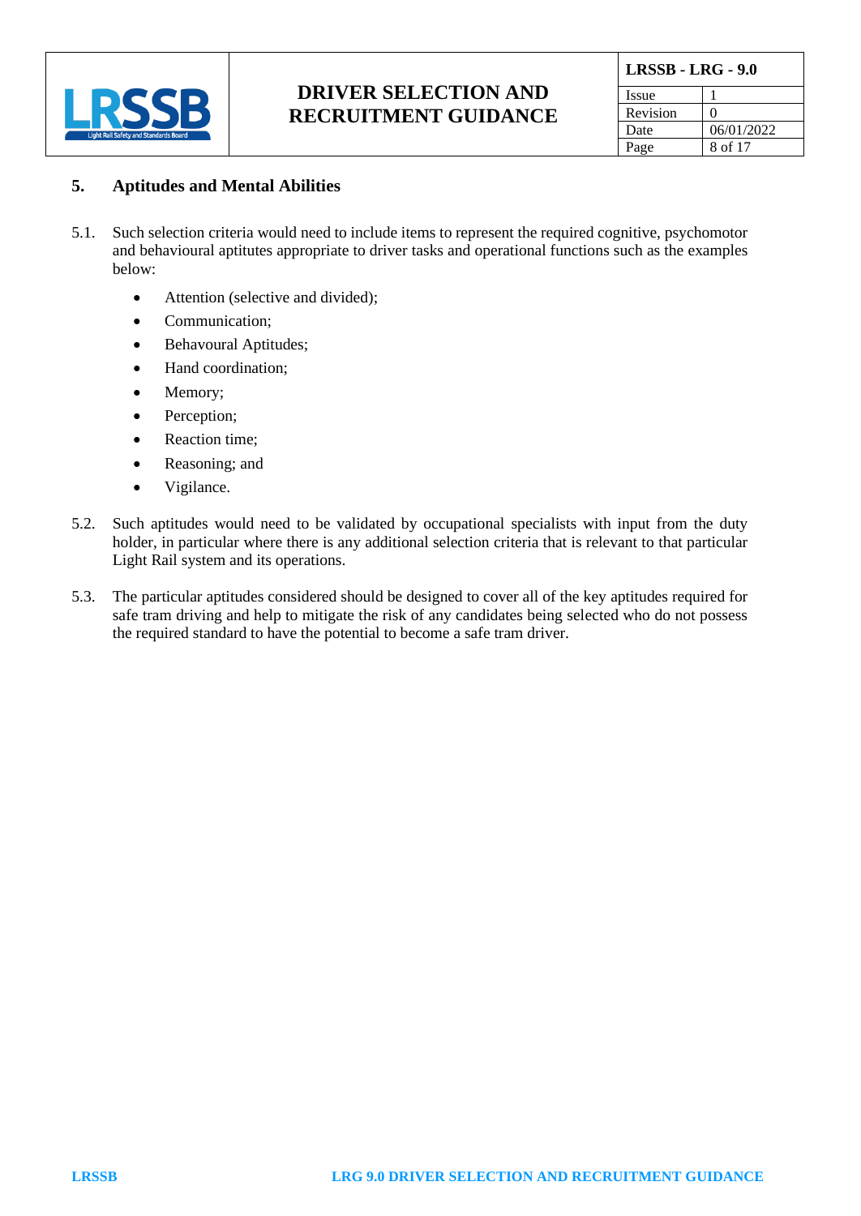## 5. Aptitudes and Mental Abilities

5.1. Such selection criteria would need to include items to represent the required cognitive, psychomotor and behavioural aptitutes appropriate to driver tasks and operational functions such as the examples below:

- Attention (selective and divided);
- Communication;
- Behavoural Aptitudes;
- Hand coordination;
- Memory;
- Perception;
- Reaction time;
- Reasoning; and
- Vigilance.

5.2. Such aptitudes would need to be validated by occupational specialists with input from the duty holder, in particular where there is any additional selection criteria that is relevant to that particular Light Rail system and its operations.

5.3. The particular aptitudes considered should be designed to cover all of the key aptitudes required for safe tram driving and help to mitigate the risk of any candidates being selected who do not possess the required standard to have the potential to become a safe tram driver.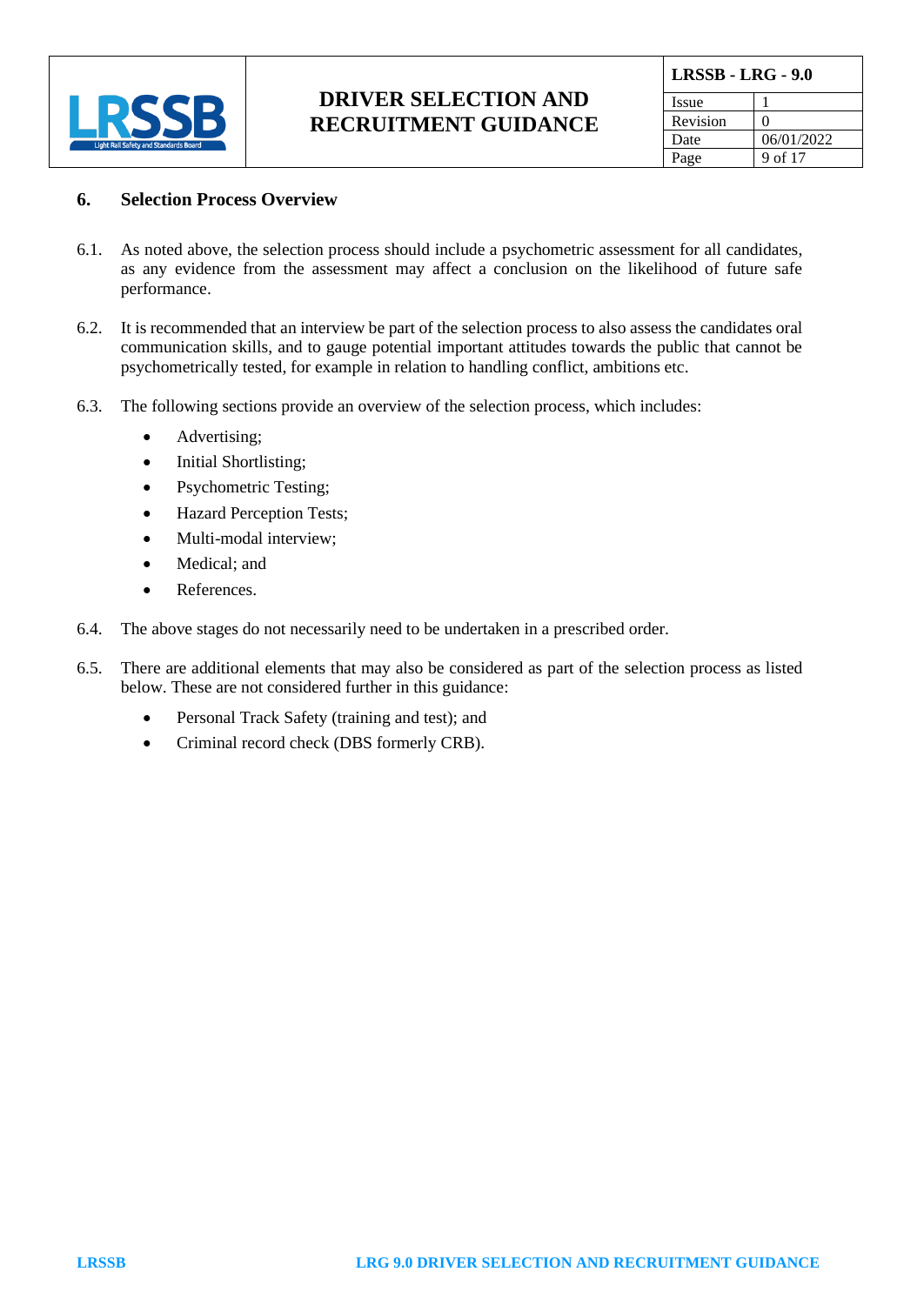## 6. Selection Process Overview

6.1. As noted above, the selection process should include a psychometric assessment for all candidates, as any evidence from the assessment may affect a conclusion on the likelihood of future safe performance.

6.2. It is recommended that an interview be part of the selection process to also assess the candidates oral communication skills, and to gauge potential important attitudes towards the public that cannot be psychometrically tested, for example in relation to handling conflict, ambitions etc.

6.3. The following sections provide an overview of the selection process, which includes:

- Advertising;
- Initial Shortlisting;
- Psychometric Testing;
- Hazard Perception Tests;
- Multi-modal interview;
- Medical; and
- References.

6.4. The above stages do not necessarily need to be undertaken in a prescribed order.

6.5. There are additional elements that may also be considered as part of the selection process as listed below. These are not considered further in this guidance:

- Personal Track Safety (training and test); and
- Criminal record check (DBS formerly CRB).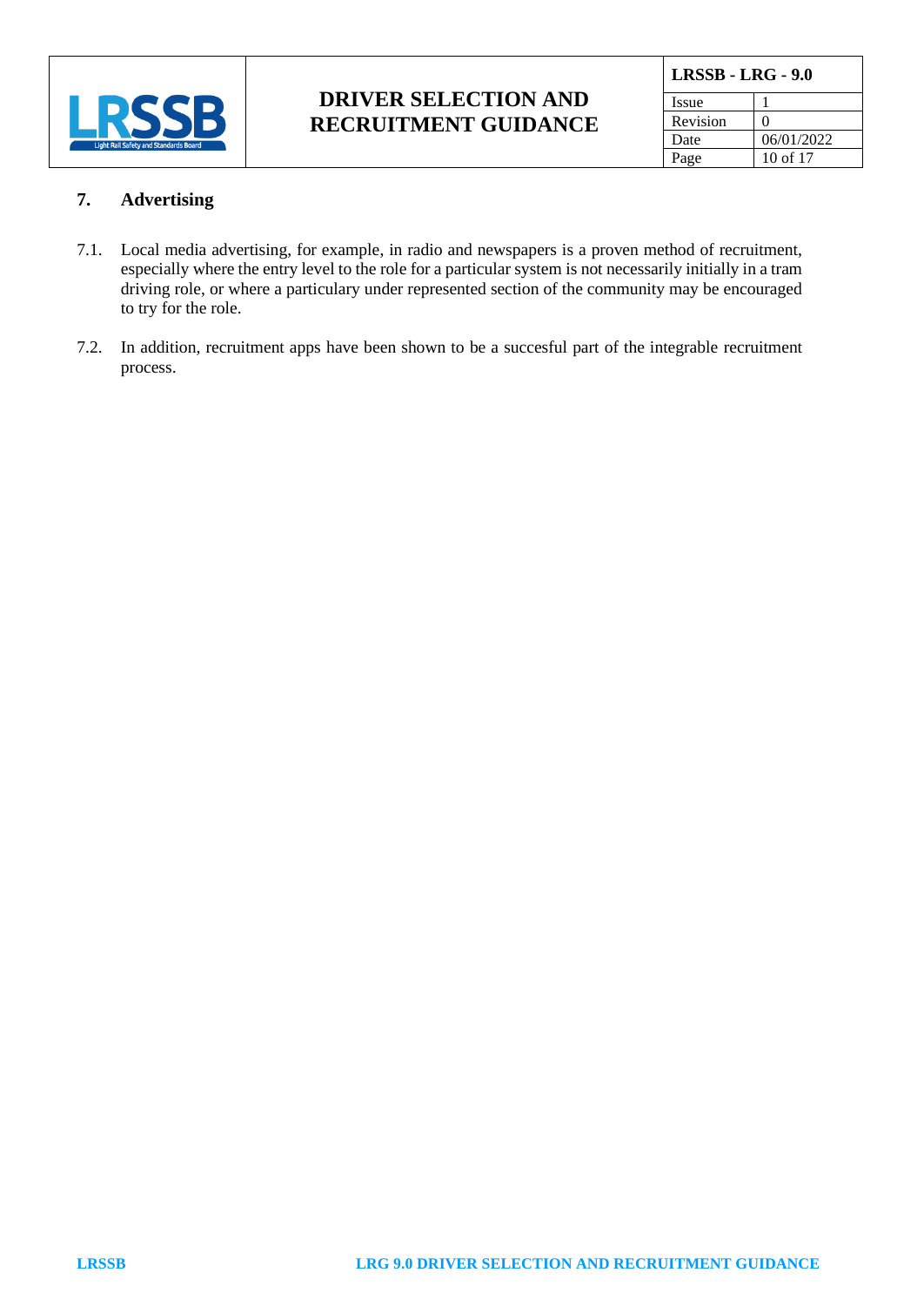## 7. Advertising

7.1. Local media advertising, for example, in radio and newspapers is a proven method of recruitment, especially where the entry level to the role for a particular system is not necessarily initially in a tram driving role, or where a particulary under represented section of the community may be encouraged to try for the role.

7.2. In addition, recruitment apps have been shown to be a succesful part of the integrable recruitment process.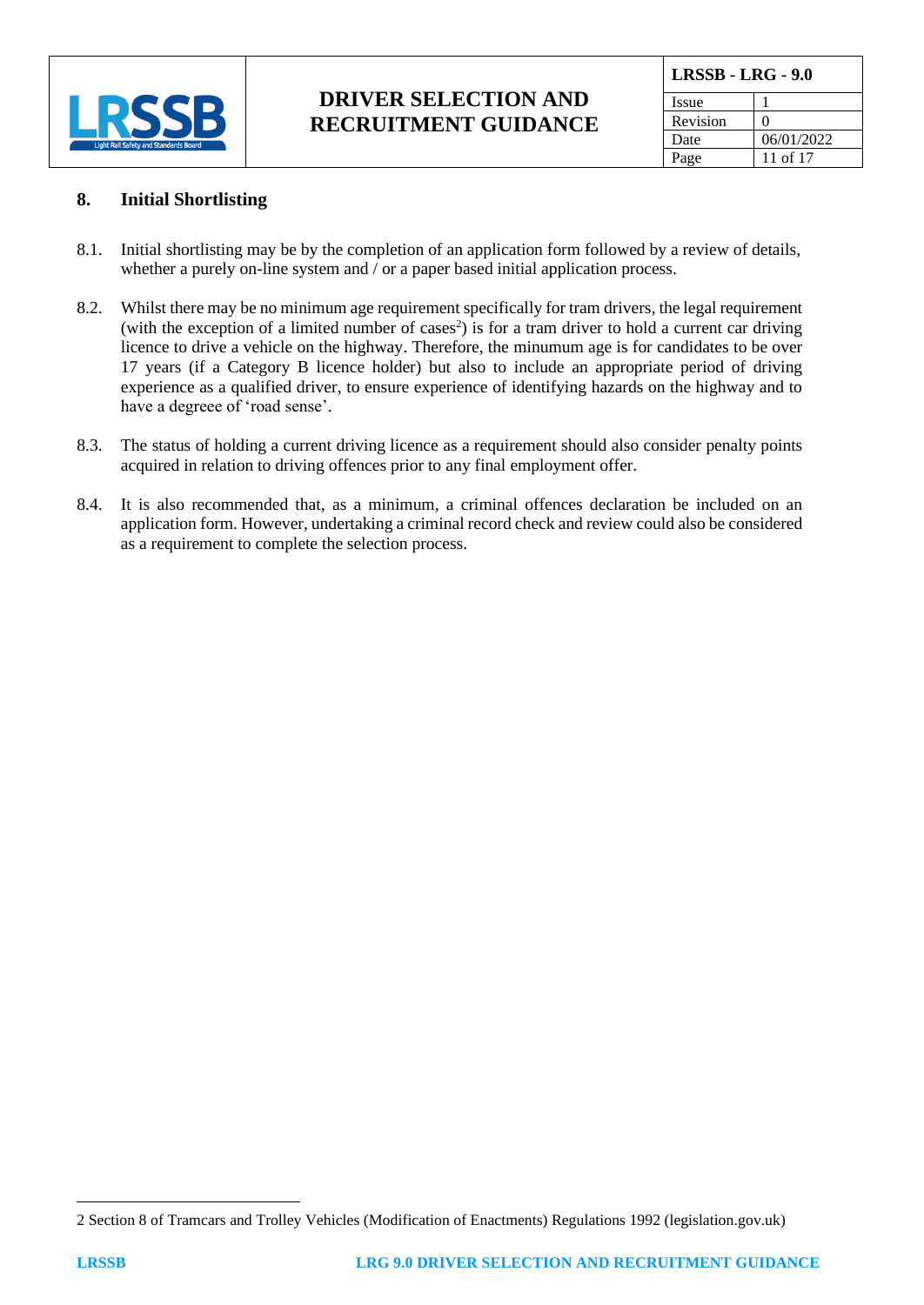## 8. Initial Shortlisting

8.1. Initial shortlisting may be by the completion of an application form followed by a review of details, whether a purely on-line system and / or a paper based initial application process.

8.2. Whilst there may be no minimum age requirement specifically for tram drivers, the legal requirement (with the exception of a limited number of cases[2]) is for a tram driver to hold a current car driving licence to drive a vehicle on the highway. Therefore, the minumum age is for candidates to be over 17 years (if a Category B licence holder) but also to include an appropriate period of driving experience as a qualified driver, to ensure experience of identifying hazards on the highway and to have a degreee of 'road sense'.

8.3. The status of holding a current driving licence as a requirement should also consider penalty points acquired in relation to driving offences prior to any final employment offer.

8.4. It is also recommended that, as a minimum, a criminal offences declaration be included on an application form. However, undertaking a criminal record check and review could also be considered as a requirement to complete the selection process.

---

2 Section 8 of Tramcars and Trolley Vehicles (Modification of Enactments) Regulations 1992 (legislation.gov.uk)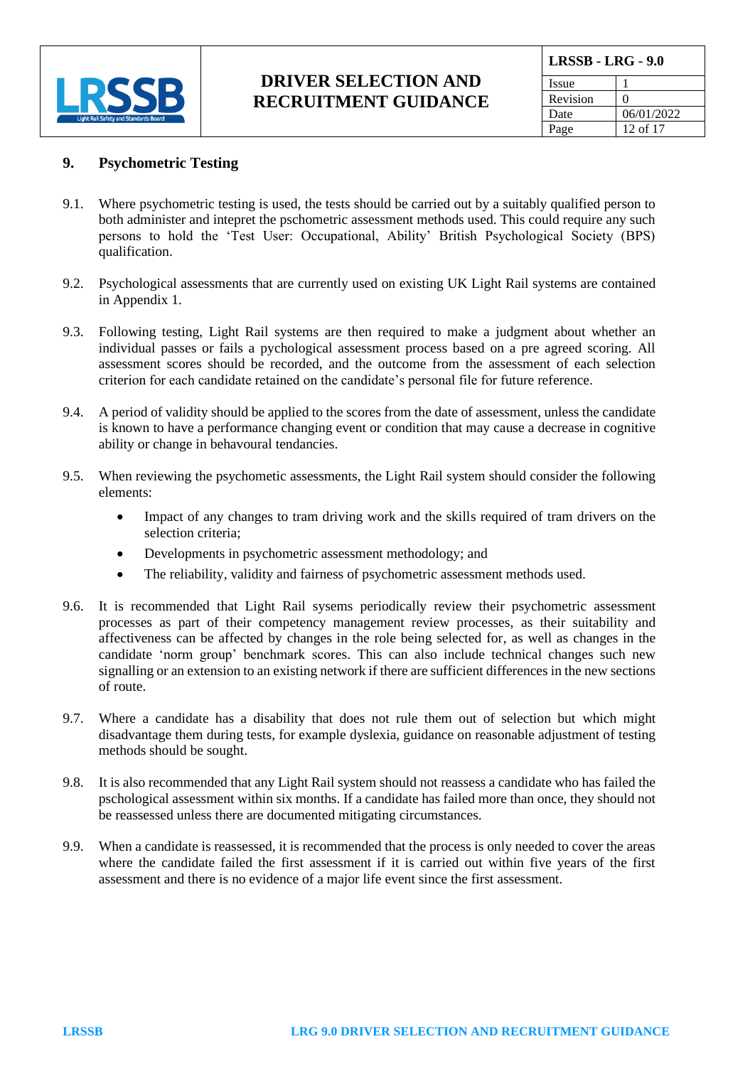## 9. Psychometric Testing

9.1. Where psychometric testing is used, the tests should be carried out by a suitably qualified person to both administer and intepret the pschometric assessment methods used. This could require any such persons to hold the 'Test User: Occupational, Ability' British Psychological Society (BPS) qualification.

9.2. Psychological assessments that are currently used on existing UK Light Rail systems are contained in Appendix 1.

9.3. Following testing, Light Rail systems are then required to make a judgment about whether an individual passes or fails a pychological assessment process based on a pre agreed scoring. All assessment scores should be recorded, and the outcome from the assessment of each selection criterion for each candidate retained on the candidate's personal file for future reference.

9.4. A period of validity should be applied to the scores from the date of assessment, unless the candidate is known to have a performance changing event or condition that may cause a decrease in cognitive ability or change in behavoural tendancies.

9.5. When reviewing the psychometic assessments, the Light Rail system should consider the following elements:

- Impact of any changes to tram driving work and the skills required of tram drivers on the selection criteria;
- Developments in psychometric assessment methodology; and
- The reliability, validity and fairness of psychometric assessment methods used.

9.6. It is recommended that Light Rail sysems periodically review their psychometric assessment processes as part of their competency management review processes, as their suitability and affectiveness can be affected by changes in the role being selected for, as well as changes in the candidate 'norm group' benchmark scores. This can also include technical changes such new signalling or an extension to an existing network if there are sufficient differences in the new sections of route.

9.7. Where a candidate has a disability that does not rule them out of selection but which might disadvantage them during tests, for example dyslexia, guidance on reasonable adjustment of testing methods should be sought.

9.8. It is also recommended that any Light Rail system should not reassess a candidate who has failed the pschological assessment within six months. If a candidate has failed more than once, they should not be reassessed unless there are documented mitigating circumstances.

9.9. When a candidate is reassessed, it is recommended that the process is only needed to cover the areas where the candidate failed the first assessment if it is carried out within five years of the first assessment and there is no evidence of a major life event since the first assessment.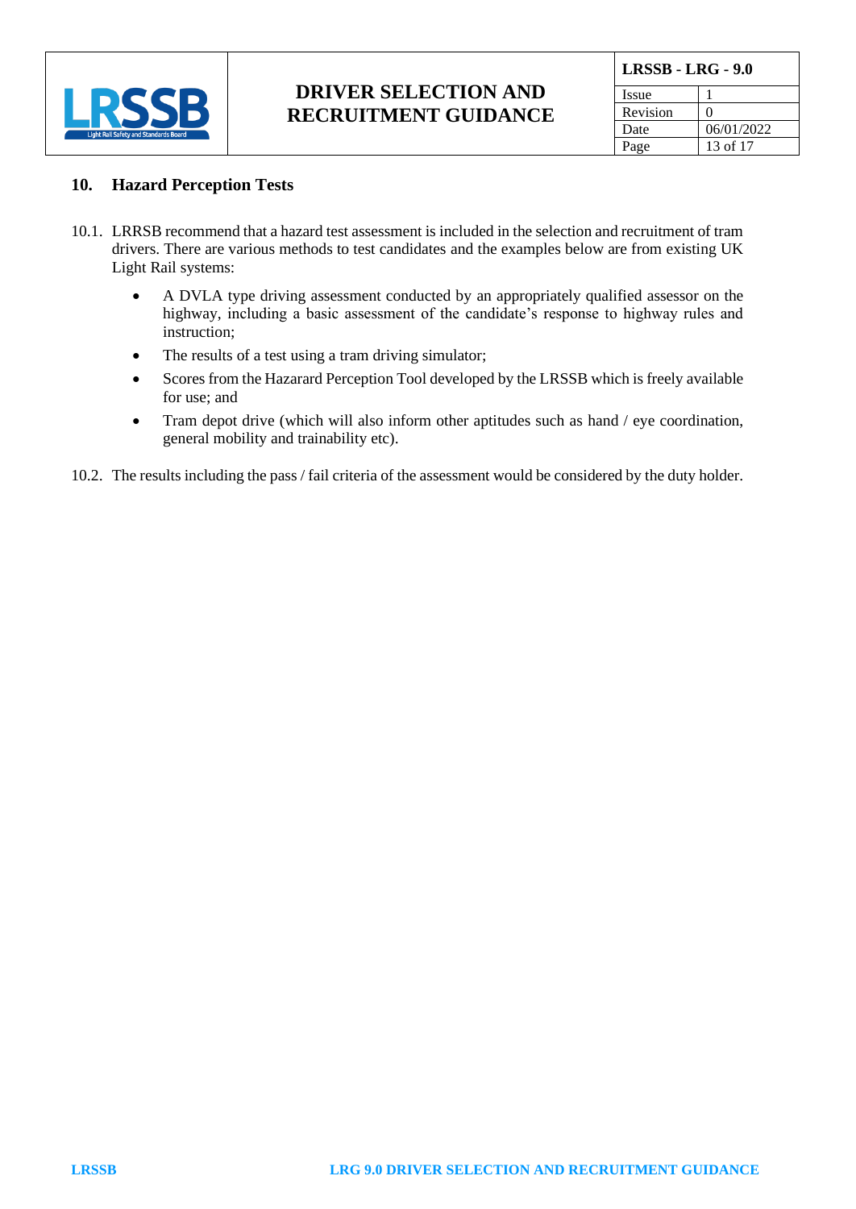## 10. Hazard Perception Tests

10.1. LRRSB recommend that a hazard test assessment is included in the selection and recruitment of tram drivers. There are various methods to test candidates and the examples below are from existing UK Light Rail systems:

- A DVLA type driving assessment conducted by an appropriately qualified assessor on the highway, including a basic assessment of the candidate's response to highway rules and instruction;
- The results of a test using a tram driving simulator;
- Scores from the Hazarard Perception Tool developed by the LRSSB which is freely available for use; and
- Tram depot drive (which will also inform other aptitudes such as hand / eye coordination, general mobility and trainability etc).

10.2. The results including the pass / fail criteria of the assessment would be considered by the duty holder.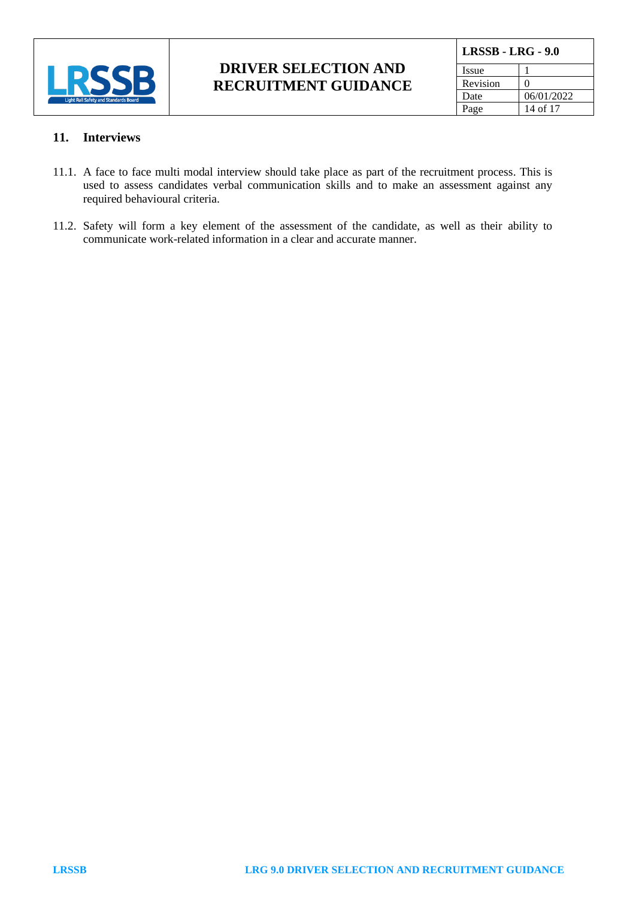## 11. Interviews

11.1. A face to face multi modal interview should take place as part of the recruitment process. This is used to assess candidates verbal communication skills and to make an assessment against any required behavioural criteria.

11.2. Safety will form a key element of the assessment of the candidate, as well as their ability to communicate work-related information in a clear and accurate manner.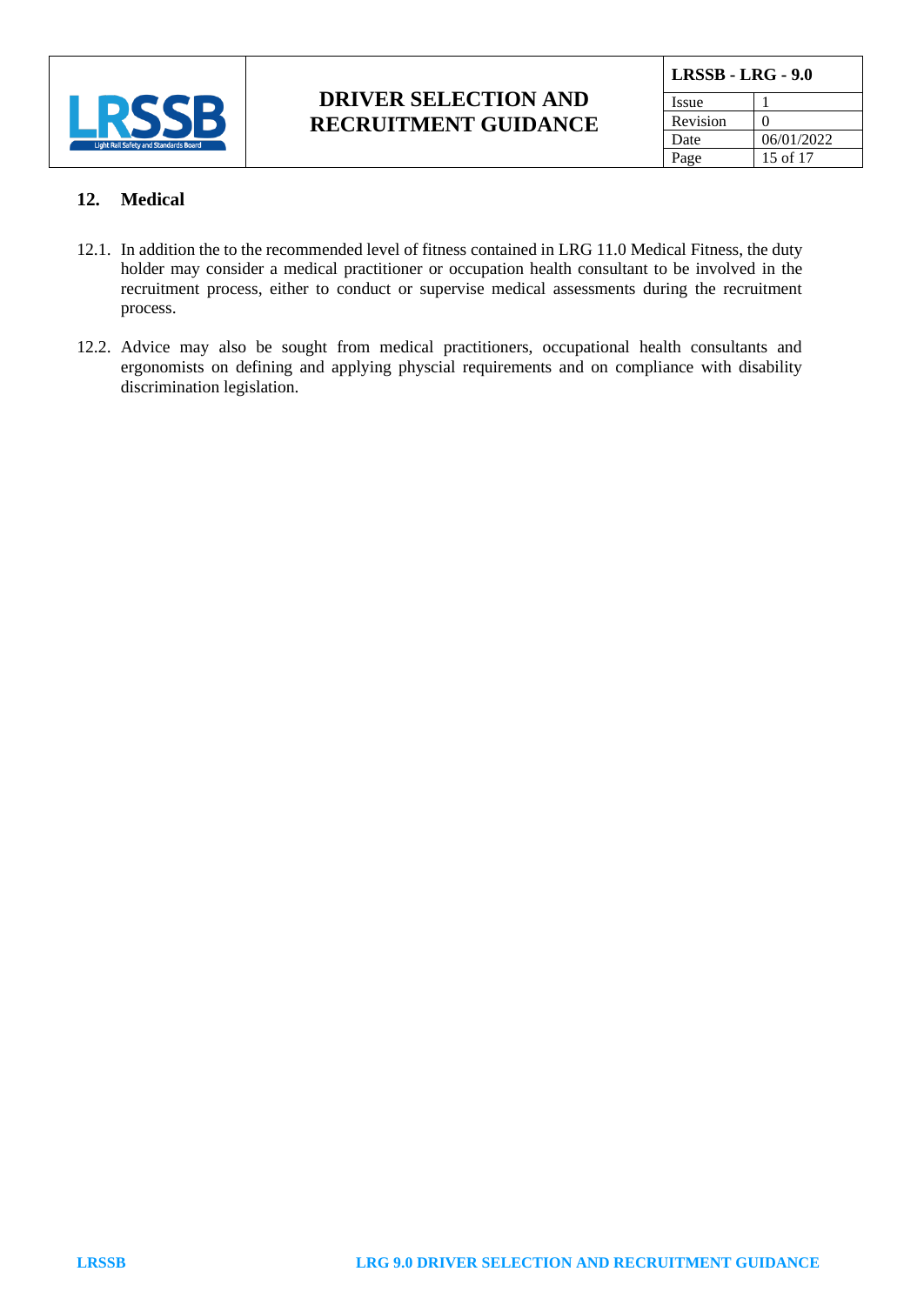## 12. Medical

12.1. In addition the to the recommended level of fitness contained in LRG 11.0 Medical Fitness, the duty holder may consider a medical practitioner or occupation health consultant to be involved in the recruitment process, either to conduct or supervise medical assessments during the recruitment process.

12.2. Advice may also be sought from medical practitioners, occupational health consultants and ergonomists on defining and applying physcial requirements and on compliance with disability discrimination legislation.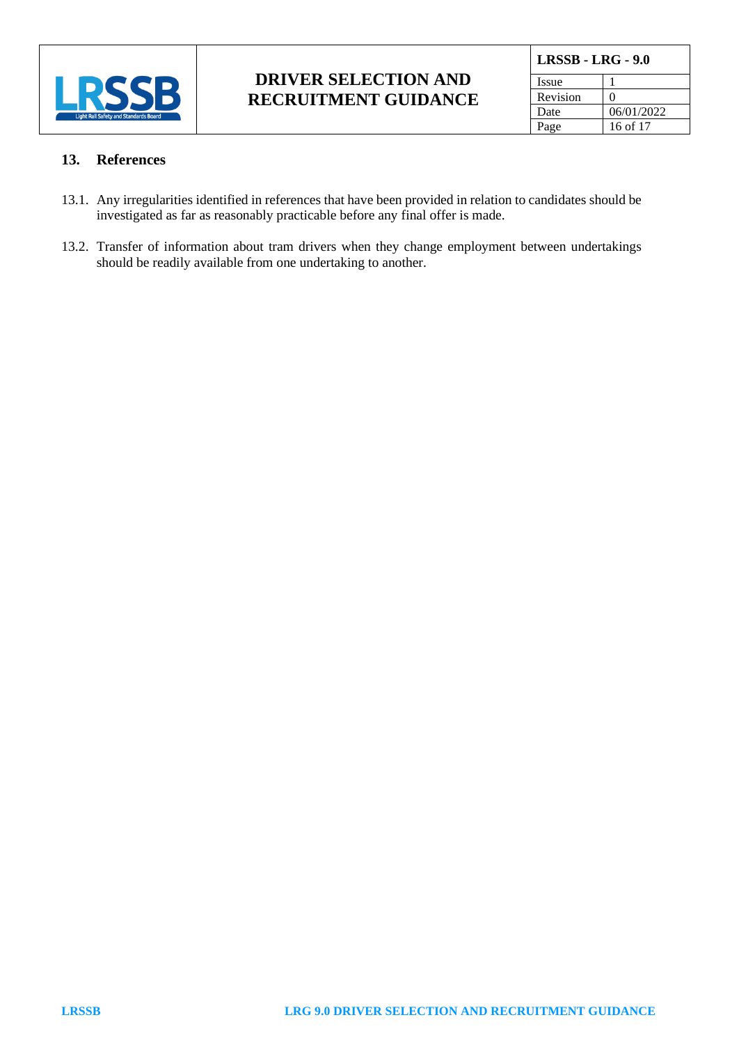## 13. References

13.1. Any irregularities identified in references that have been provided in relation to candidates should be investigated as far as reasonably practicable before any final offer is made.

13.2. Transfer of information about tram drivers when they change employment between undertakings should be readily available from one undertaking to another.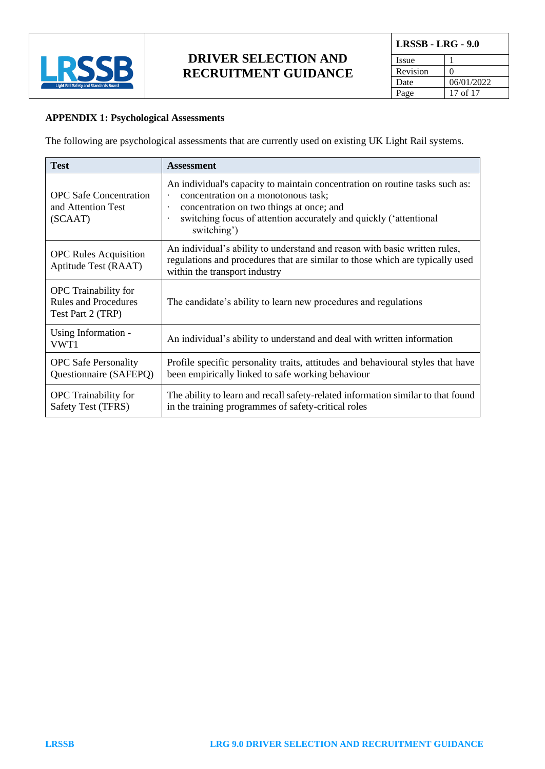**APPENDIX 1: Psychological Assessments**

The following are psychological assessments that are currently used on existing UK Light Rail systems.

| Test | Assessment |
|---|---|
| OPC Safe Concentration and Attention Test (SCAAT) | An individual's capacity to maintain concentration on routine tasks such as:<br>· concentration on a monotonous task;<br>· concentration on two things at once; and<br>· switching focus of attention accurately and quickly ('attentional switching') |
| OPC Rules Acquisition Aptitude Test (RAAT) | An individual's ability to understand and reason with basic written rules, regulations and procedures that are similar to those which are typically used within the transport industry |
| OPC Trainability for Rules and Procedures Test Part 2 (TRP) | The candidate's ability to learn new procedures and regulations |
| Using Information - VWT1 | An individual's ability to understand and deal with written information |
| OPC Safe Personality Questionnaire (SAFEPQ) | Profile specific personality traits, attitudes and behavioural styles that have been empirically linked to safe working behaviour |
| OPC Trainability for Safety Test (TFRS) | The ability to learn and recall safety-related information similar to that found in the training programmes of safety-critical roles |